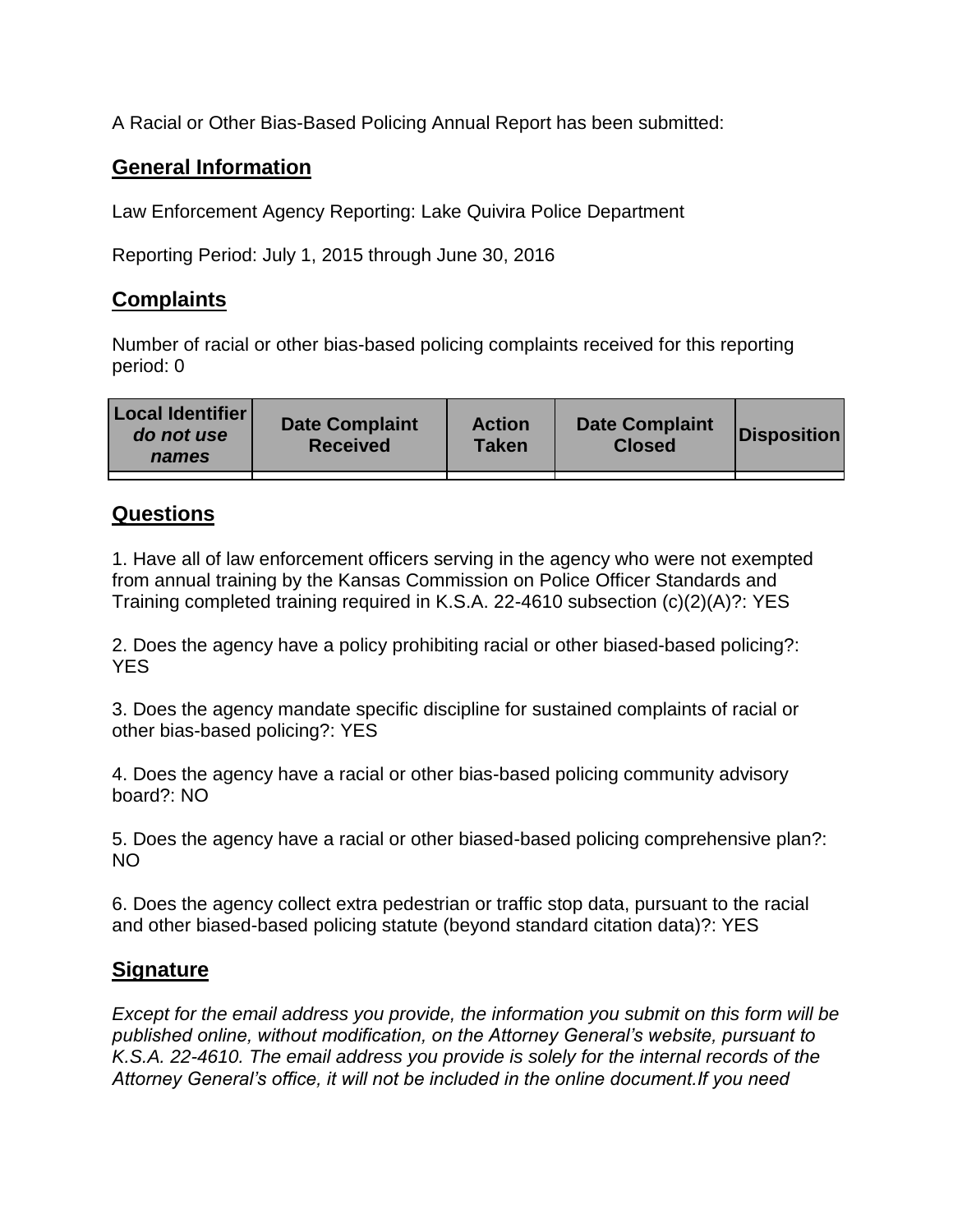A Racial or Other Bias-Based Policing Annual Report has been submitted:

## General Information

Law Enforcement Agency Reporting: Lake Quivira Police Department

Reporting Period: July 1, 2015 through June 30, 2016

## Complaints

Number of racial or other bias-based policing complaints received for this reporting period: 0

| **Local Identifier** *do not use names* | **Date Complaint Received** | **Action Taken** | **Date Complaint Closed** | **Disposition** |
|---|---|---|---|---|
| | | | | |

## Questions

1. Have all of law enforcement officers serving in the agency who were not exempted from annual training by the Kansas Commission on Police Officer Standards and Training completed training required in K.S.A. 22-4610 subsection (c)(2)(A)?: YES

2. Does the agency have a policy prohibiting racial or other biased-based policing?: YES

3. Does the agency mandate specific discipline for sustained complaints of racial or other bias-based policing?: YES

4. Does the agency have a racial or other bias-based policing community advisory board?: NO

5. Does the agency have a racial or other biased-based policing comprehensive plan?: NO

6. Does the agency collect extra pedestrian or traffic stop data, pursuant to the racial and other biased-based policing statute (beyond standard citation data)?: YES

## Signature

*Except for the email address you provide, the information you submit on this form will be published online, without modification, on the Attorney General's website, pursuant to K.S.A. 22-4610. The email address you provide is solely for the internal records of the Attorney General's office, it will not be included in the online document.If you need*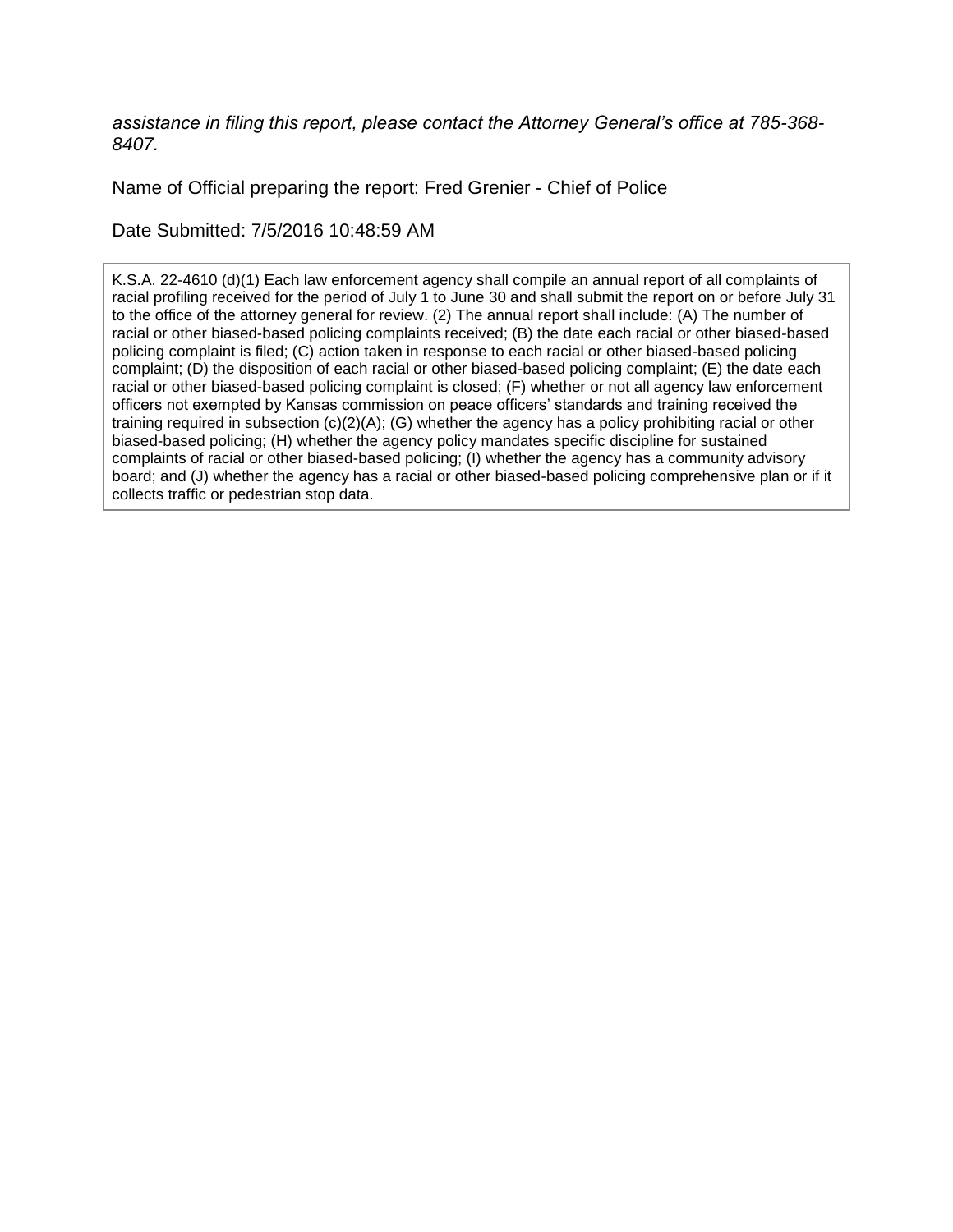*assistance in filing this report, please contact the Attorney General's office at 785-368-8407.*

Name of Official preparing the report: Fred Grenier - Chief of Police

Date Submitted: 7/5/2016 10:48:59 AM

K.S.A. 22-4610 (d)(1) Each law enforcement agency shall compile an annual report of all complaints of racial profiling received for the period of July 1 to June 30 and shall submit the report on or before July 31 to the office of the attorney general for review. (2) The annual report shall include: (A) The number of racial or other biased-based policing complaints received; (B) the date each racial or other biased-based policing complaint is filed; (C) action taken in response to each racial or other biased-based policing complaint; (D) the disposition of each racial or other biased-based policing complaint; (E) the date each racial or other biased-based policing complaint is closed; (F) whether or not all agency law enforcement officers not exempted by Kansas commission on peace officers' standards and training received the training required in subsection (c)(2)(A); (G) whether the agency has a policy prohibiting racial or other biased-based policing; (H) whether the agency policy mandates specific discipline for sustained complaints of racial or other biased-based policing; (I) whether the agency has a community advisory board; and (J) whether the agency has a racial or other biased-based policing comprehensive plan or if it collects traffic or pedestrian stop data.